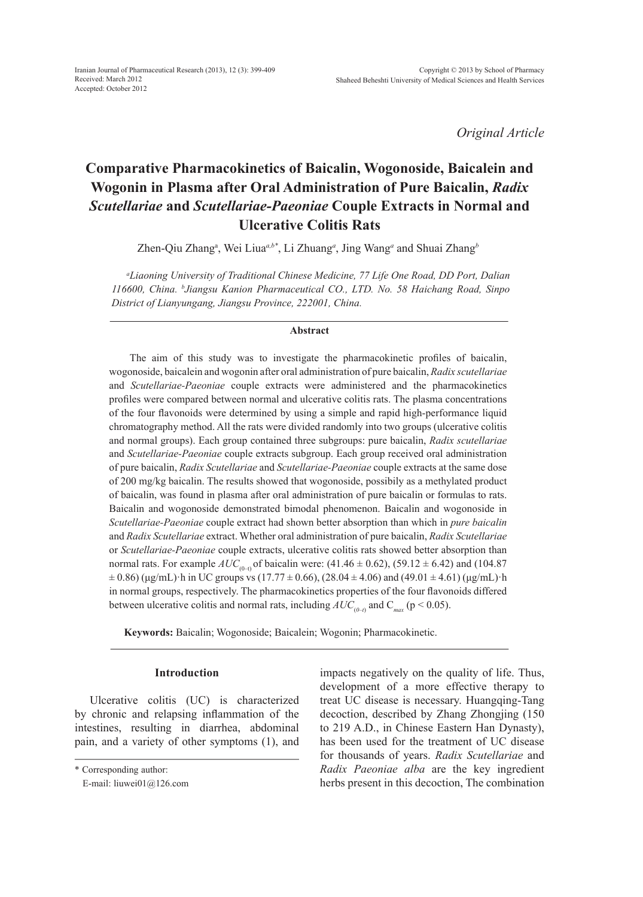*Original Article*

# Comparative Pharmacokinetics of Baicalin, Wogonoside, Baicalein and Wogonin in Plasma after Oral Administration of Pure Baicalin, *Radix Scutellariae* and *Scutellariae-Paeoniae* Couple Extracts in Normal and Ulcerative Colitis Rats

Zhen-Qiu Zhang[a], Wei Liua[a,b*], Li Zhuang[a], Jing Wang[a] and Shuai Zhang[b]

*[a]Liaoning University of Traditional Chinese Medicine, 77 Life One Road, DD Port, Dalian 116600, China. [b]Jiangsu Kanion Pharmaceutical CO., LTD. No. 58 Haichang Road, Sinpo District of Lianyungang, Jiangsu Province, 222001, China.*

### Abstract

The aim of this study was to investigate the pharmacokinetic profiles of baicalin, wogonoside, baicalein and wogonin after oral administration of pure baicalin, *Radix scutellariae* and *Scutellariae-Paeoniae* couple extracts were administered and the pharmacokinetics profiles were compared between normal and ulcerative colitis rats. The plasma concentrations of the four flavonoids were determined by using a simple and rapid high-performance liquid chromatography method. All the rats were divided randomly into two groups (ulcerative colitis and normal groups). Each group contained three subgroups: pure baicalin, *Radix scutellariae* and *Scutellariae-Paeoniae* couple extracts subgroup. Each group received oral administration of pure baicalin, *Radix Scutellariae* and *Scutellariae-Paeoniae* couple extracts at the same dose of 200 mg/kg baicalin. The results showed that wogonoside, possibily as a methylated product of baicalin, was found in plasma after oral administration of pure baicalin or formulas to rats. Baicalin and wogonoside demonstrated bimodal phenomenon. Baicalin and wogonoside in *Scutellariae-Paeoniae* couple extract had shown better absorption than which in *pure baicalin* and *Radix Scutellariae* extract. Whether oral administration of pure baicalin, *Radix Scutellariae* or *Scutellariae-Paeoniae* couple extracts, ulcerative colitis rats showed better absorption than normal rats. For example $AUC_{(0-t)}$ of baicalin were: (41.46 ± 0.62), (59.12 ± 6.42) and (104.87 ± 0.86) (μg/mL)·h in UC groups vs (17.77 ± 0.66), (28.04 ± 4.06) and (49.01 ± 4.61) (μg/mL)·h in normal groups, respectively. The pharmacokinetics properties of the four flavonoids differed between ulcerative colitis and normal rats, including $AUC_{(0-t)}$ and $C_{max}$ ($p < 0.05$).

**Keywords:** Baicalin; Wogonoside; Baicalein; Wogonin; Pharmacokinetic.

## Introduction

Ulcerative colitis (UC) is characterized by chronic and relapsing inflammation of the intestines, resulting in diarrhea, abdominal pain, and a variety of other symptoms (1), and impacts negatively on the quality of life. Thus, development of a more effective therapy to treat UC disease is necessary. Huangqing-Tang decoction, described by Zhang Zhongjing (150 to 219 A.D., in Chinese Eastern Han Dynasty), has been used for the treatment of UC disease for thousands of years. *Radix Scutellariae* and *Radix Paeoniae alba* are the key ingredient herbs present in this decoction, The combination

\* Corresponding author:
E-mail: liuwei01@126.com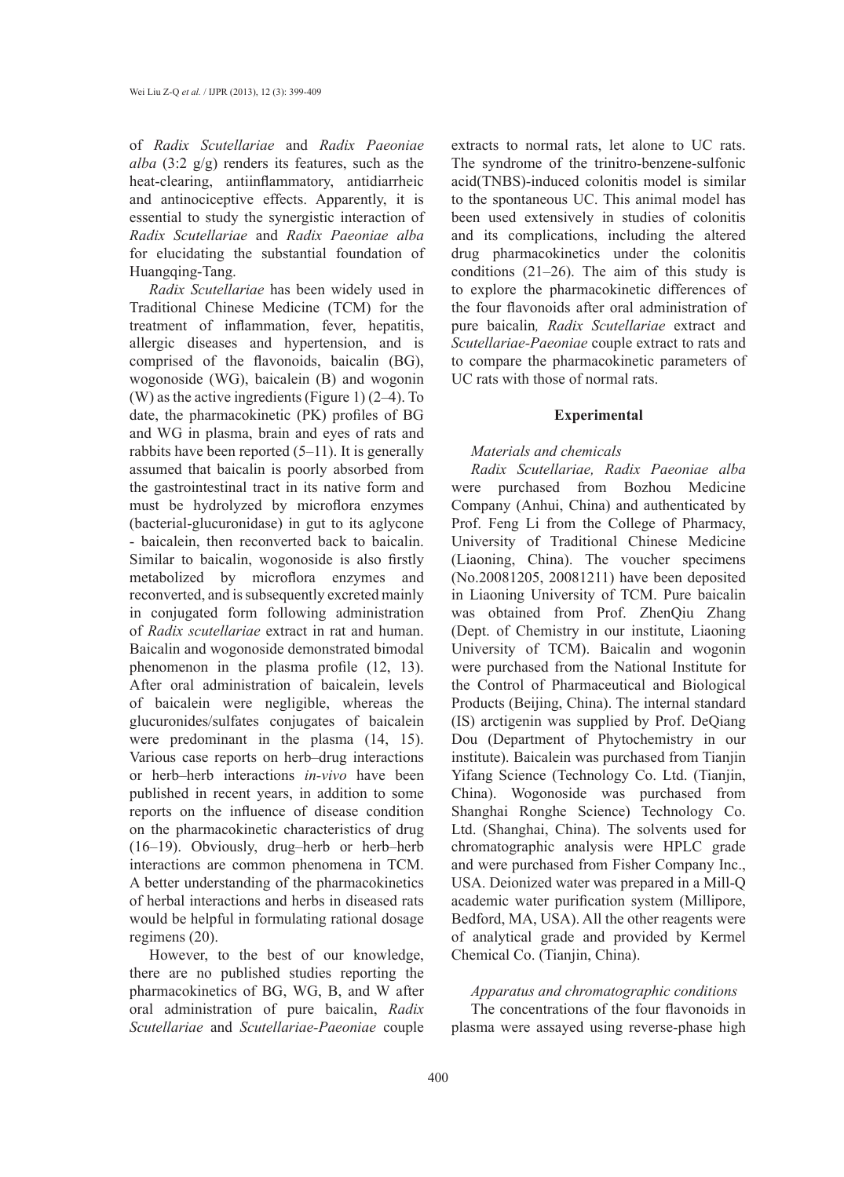of *Radix Scutellariae* and *Radix Paeoniae alba* (3:2 g/g) renders its features, such as the heat-clearing, antiinflammatory, antidiarrheic and antinociceptive effects. Apparently, it is essential to study the synergistic interaction of *Radix Scutellariae* and *Radix Paeoniae alba* for elucidating the substantial foundation of Huangqing-Tang.

*Radix Scutellariae* has been widely used in Traditional Chinese Medicine (TCM) for the treatment of inflammation, fever, hepatitis, allergic diseases and hypertension, and is comprised of the flavonoids, baicalin (BG), wogonoside (WG), baicalein (B) and wogonin (W) as the active ingredients (Figure 1) (2–4). To date, the pharmacokinetic (PK) profiles of BG and WG in plasma, brain and eyes of rats and rabbits have been reported (5–11). It is generally assumed that baicalin is poorly absorbed from the gastrointestinal tract in its native form and must be hydrolyzed by microflora enzymes (bacterial-glucuronidase) in gut to its aglycone - baicalein, then reconverted back to baicalin. Similar to baicalin, wogonoside is also firstly metabolized by microflora enzymes and reconverted, and is subsequently excreted mainly in conjugated form following administration of *Radix scutellariae* extract in rat and human. Baicalin and wogonoside demonstrated bimodal phenomenon in the plasma profile (12, 13). After oral administration of baicalein, levels of baicalein were negligible, whereas the glucuronides/sulfates conjugates of baicalein were predominant in the plasma (14, 15). Various case reports on herb–drug interactions or herb–herb interactions *in-vivo* have been published in recent years, in addition to some reports on the influence of disease condition on the pharmacokinetic characteristics of drug (16–19). Obviously, drug–herb or herb–herb interactions are common phenomena in TCM. A better understanding of the pharmacokinetics of herbal interactions and herbs in diseased rats would be helpful in formulating rational dosage regimens (20).

However, to the best of our knowledge, there are no published studies reporting the pharmacokinetics of BG, WG, B, and W after oral administration of pure baicalin, *Radix Scutellariae* and *Scutellariae-Paeoniae* couple extracts to normal rats, let alone to UC rats. The syndrome of the trinitro-benzene-sulfonic acid(TNBS)-induced colonitis model is similar to the spontaneous UC. This animal model has been used extensively in studies of colonitis and its complications, including the altered drug pharmacokinetics under the colonitis conditions (21–26). The aim of this study is to explore the pharmacokinetic differences of the four flavonoids after oral administration of pure baicalin*, Radix Scutellariae* extract and *Scutellariae-Paeoniae* couple extract to rats and to compare the pharmacokinetic parameters of UC rats with those of normal rats.

## Experimental

### *Materials and chemicals*

*Radix Scutellariae, Radix Paeoniae alba* were purchased from Bozhou Medicine Company (Anhui, China) and authenticated by Prof. Feng Li from the College of Pharmacy, University of Traditional Chinese Medicine (Liaoning, China). The voucher specimens (No.20081205, 20081211) have been deposited in Liaoning University of TCM. Pure baicalin was obtained from Prof. ZhenQiu Zhang (Dept. of Chemistry in our institute, Liaoning University of TCM). Baicalin and wogonin were purchased from the National Institute for the Control of Pharmaceutical and Biological Products (Beijing, China). The internal standard (IS) arctigenin was supplied by Prof. DeQiang Dou (Department of Phytochemistry in our institute). Baicalein was purchased from Tianjin Yifang Science (Technology Co. Ltd. (Tianjin, China). Wogonoside was purchased from Shanghai Ronghe Science) Technology Co. Ltd. (Shanghai, China). The solvents used for chromatographic analysis were HPLC grade and were purchased from Fisher Company Inc., USA. Deionized water was prepared in a Mill-Q academic water purification system (Millipore, Bedford, MA, USA). All the other reagents were of analytical grade and provided by Kermel Chemical Co. (Tianjin, China).

### *Apparatus and chromatographic conditions*

The concentrations of the four flavonoids in plasma were assayed using reverse-phase high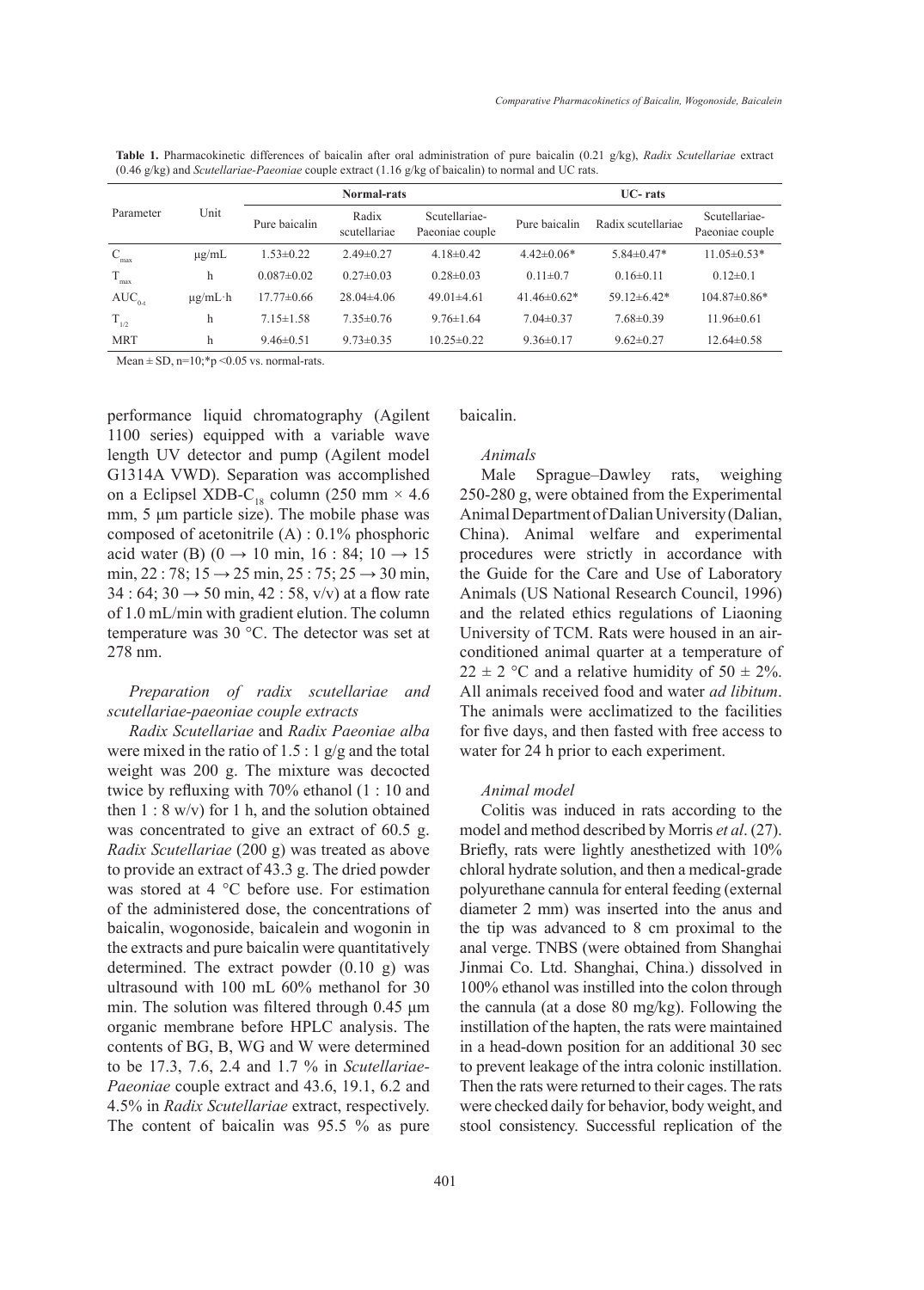**Table 1.** Pharmacokinetic differences of baicalin after oral administration of pure baicalin (0.21 g/kg), *Radix Scutellariae* extract (0.46 g/kg) and *Scutellariae-Paeoniae* couple extract (1.16 g/kg of baicalin) to normal and UC rats.

| Parameter | Unit | Normal-rats | | | UC- rats | | |
|---|---|---|---|---|---|---|---|
| | | Pure baicalin | Radix scutellariae | Scutellariae-Paeoniae couple | Pure baicalin | Radix scutellariae | Scutellariae-Paeoniae couple |
| $C_{max}$ | μg/mL | 1.53±0.22 | 2.49±0.27 | 4.18±0.42 | 4.42±0.06* | 5.84±0.47* | 11.05±0.53* |
| $T_{max}$ | h | 0.087±0.02 | 0.27±0.03 | 0.28±0.03 | 0.11±0.7 | 0.16±0.11 | 0.12±0.1 |
| $AUC_{0-t}$ | μg/mL·h | 17.77±0.66 | 28.04±4.06 | 49.01±4.61 | 41.46±0.62* | 59.12±6.42* | 104.87±0.86* |
| $T_{1/2}$ | h | 7.15±1.58 | 7.35±0.76 | 9.76±1.64 | 7.04±0.37 | 7.68±0.39 | 11.96±0.61 |
| MRT | h | 9.46±0.51 | 9.73±0.35 | 10.25±0.22 | 9.36±0.17 | 9.62±0.27 | 12.64±0.58 |

Mean ± SD, n=10;*p <0.05 vs. normal-rats.

performance liquid chromatography (Agilent 1100 series) equipped with a variable wave length UV detector and pump (Agilent model G1314A VWD). Separation was accomplished on a Eclipsel XDB-$C_{18}$ column (250 mm × 4.6 mm, 5 μm particle size). The mobile phase was composed of acetonitrile (A) : 0.1% phosphoric acid water (B) (0 → 10 min, 16 : 84; 10 → 15 min, 22 : 78; 15 → 25 min, 25 : 75; 25 → 30 min, 34 : 64; 30 → 50 min, 42 : 58, v/v) at a flow rate of 1.0 mL/min with gradient elution. The column temperature was 30 °C. The detector was set at 278 nm.

### *Preparation of radix scutellariae and scutellariae-paeoniae couple extracts*

*Radix Scutellariae* and *Radix Paeoniae alba* were mixed in the ratio of 1.5 : 1 g/g and the total weight was 200 g. The mixture was decocted twice by refluxing with 70% ethanol (1 : 10 and then 1 : 8 w/v) for 1 h, and the solution obtained was concentrated to give an extract of 60.5 g. *Radix Scutellariae* (200 g) was treated as above to provide an extract of 43.3 g. The dried powder was stored at 4 °C before use. For estimation of the administered dose, the concentrations of baicalin, wogonoside, baicalein and wogonin in the extracts and pure baicalin were quantitatively determined. The extract powder (0.10 g) was ultrasound with 100 mL 60% methanol for 30 min. The solution was filtered through 0.45 μm organic membrane before HPLC analysis. The contents of BG, B, WG and W were determined to be 17.3, 7.6, 2.4 and 1.7 % in *Scutellariae-Paeoniae* couple extract and 43.6, 19.1, 6.2 and 4.5% in *Radix Scutellariae* extract, respectively. The content of baicalin was 95.5 % as pure baicalin.

### *Animals*

Male Sprague–Dawley rats, weighing 250-280 g, were obtained from the Experimental Animal Department of Dalian University (Dalian, China). Animal welfare and experimental procedures were strictly in accordance with the Guide for the Care and Use of Laboratory Animals (US National Research Council, 1996) and the related ethics regulations of Liaoning University of TCM. Rats were housed in an air-conditioned animal quarter at a temperature of 22 ± 2 °C and a relative humidity of 50 ± 2%. All animals received food and water *ad libitum*. The animals were acclimatized to the facilities for five days, and then fasted with free access to water for 24 h prior to each experiment.

### *Animal model*

Colitis was induced in rats according to the model and method described by Morris *et al*. (27). Briefly, rats were lightly anesthetized with 10% chloral hydrate solution, and then a medical-grade polyurethane cannula for enteral feeding (external diameter 2 mm) was inserted into the anus and the tip was advanced to 8 cm proximal to the anal verge. TNBS (were obtained from Shanghai Jinmai Co. Ltd. Shanghai, China.) dissolved in 100% ethanol was instilled into the colon through the cannula (at a dose 80 mg/kg). Following the instillation of the hapten, the rats were maintained in a head-down position for an additional 30 sec to prevent leakage of the intra colonic instillation. Then the rats were returned to their cages. The rats were checked daily for behavior, body weight, and stool consistency. Successful replication of the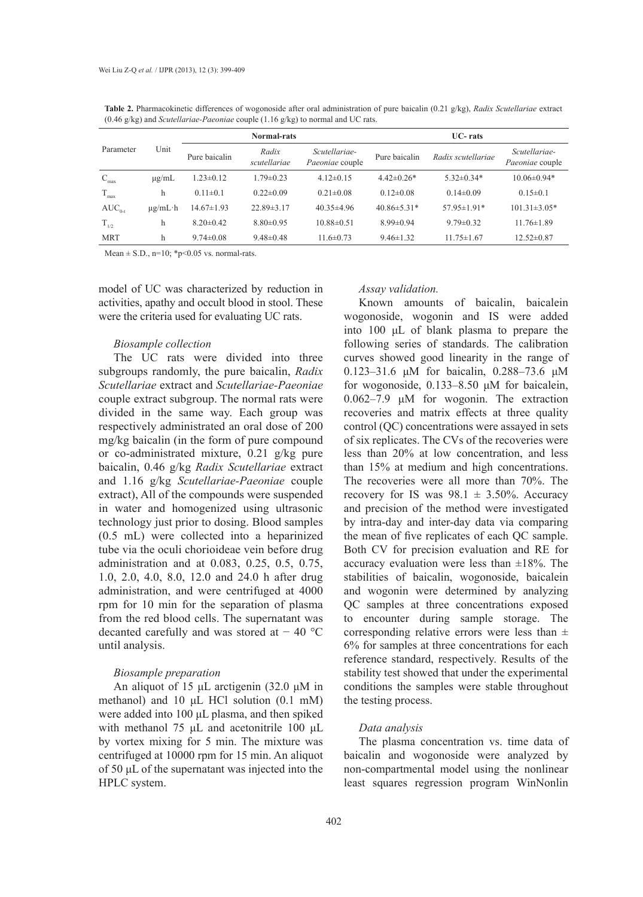**Table 2.** Pharmacokinetic differences of wogonoside after oral administration of pure baicalin (0.21 g/kg), *Radix Scutellariae* extract (0.46 g/kg) and *Scutellariae-Paeoniae* couple (1.16 g/kg) to normal and UC rats.

| Parameter | Unit | Normal-rats | | | UC- rats | | |
|---|---|---|---|---|---|---|---|
| | | Pure baicalin | *Radix scutellariae* | *Scutellariae-Paeoniae* couple | Pure baicalin | *Radix scutellariae* | *Scutellariae-Paeoniae* couple |
| $C_{max}$ | μg/mL | 1.23±0.12 | 1.79±0.23 | 4.12±0.15 | 4.42±0.26* | 5.32±0.34* | 10.06±0.94* |
| $T_{max}$ | h | 0.11±0.1 | 0.22±0.09 | 0.21±0.08 | 0.12±0.08 | 0.14±0.09 | 0.15±0.1 |
| $AUC_{0-t}$ | μg/mL·h | 14.67±1.93 | 22.89±3.17 | 40.35±4.96 | 40.86±5.31* | 57.95±1.91* | 101.31±3.05* |
| $T_{1/2}$ | h | 8.20±0.42 | 8.80±0.95 | 10.88±0.51 | 8.99±0.94 | 9.79±0.32 | 11.76±1.89 |
| MRT | h | 9.74±0.08 | 9.48±0.48 | 11.6±0.73 | 9.46±1.32 | 11.75±1.67 | 12.52±0.87 |

Mean ± S.D., n=10; *p<0.05 vs. normal-rats.

model of UC was characterized by reduction in activities, apathy and occult blood in stool. These were the criteria used for evaluating UC rats.

### *Biosample collection*

The UC rats were divided into three subgroups randomly, the pure baicalin, *Radix Scutellariae* extract and *Scutellariae-Paeoniae* couple extract subgroup. The normal rats were divided in the same way. Each group was respectively administrated an oral dose of 200 mg/kg baicalin (in the form of pure compound or co-administrated mixture, 0.21 g/kg pure baicalin, 0.46 g/kg *Radix Scutellariae* extract and 1.16 g/kg *Scutellariae-Paeoniae* couple extract), All of the compounds were suspended in water and homogenized using ultrasonic technology just prior to dosing. Blood samples (0.5 mL) were collected into a heparinized tube via the oculi chorioideae vein before drug administration and at 0.083, 0.25, 0.5, 0.75, 1.0, 2.0, 4.0, 8.0, 12.0 and 24.0 h after drug administration, and were centrifuged at 4000 rpm for 10 min for the separation of plasma from the red blood cells. The supernatant was decanted carefully and was stored at − 40 °C until analysis.

### *Biosample preparation*

An aliquot of 15 μL arctigenin (32.0 μM in methanol) and 10 μL HCl solution (0.1 mM) were added into 100 μL plasma, and then spiked with methanol 75 μL and acetonitrile 100 μL by vortex mixing for 5 min. The mixture was centrifuged at 10000 rpm for 15 min. An aliquot of 50 μL of the supernatant was injected into the HPLC system.

### *Assay validation.*

Known amounts of baicalin, baicalein wogonoside, wogonin and IS were added into 100 μL of blank plasma to prepare the following series of standards. The calibration curves showed good linearity in the range of 0.123–31.6 μM for baicalin, 0.288–73.6 μM for wogonoside, 0.133–8.50 μM for baicalein, 0.062–7.9 μM for wogonin. The extraction recoveries and matrix effects at three quality control (QC) concentrations were assayed in sets of six replicates. The CVs of the recoveries were less than 20% at low concentration, and less than 15% at medium and high concentrations. The recoveries were all more than 70%. The recovery for IS was 98.1 ± 3.50%. Accuracy and precision of the method were investigated by intra-day and inter-day data via comparing the mean of five replicates of each QC sample. Both CV for precision evaluation and RE for accuracy evaluation were less than ±18%. The stabilities of baicalin, wogonoside, baicalein and wogonin were determined by analyzing QC samples at three concentrations exposed to encounter during sample storage. The corresponding relative errors were less than ± 6% for samples at three concentrations for each reference standard, respectively. Results of the stability test showed that under the experimental conditions the samples were stable throughout the testing process.

### *Data analysis*

The plasma concentration vs. time data of baicalin and wogonoside were analyzed by non-compartmental model using the nonlinear least squares regression program WinNonlin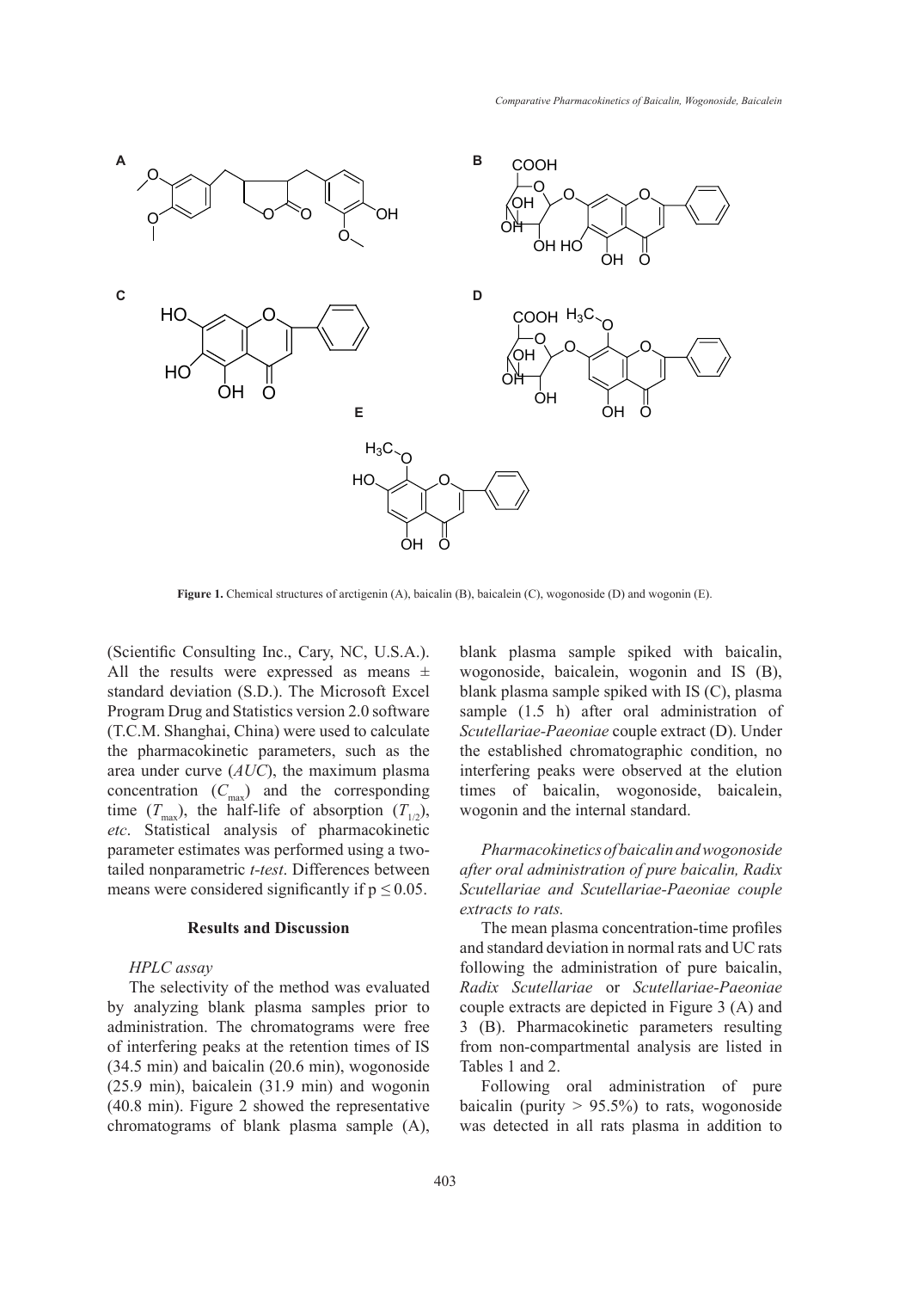**Figure 1.** Chemical structures of arctigenin (A), baicalin (B), baicalein (C), wogonoside (D) and wogonin (E).

(Scientific Consulting Inc., Cary, NC, U.S.A.). All the results were expressed as means ± standard deviation (S.D.). The Microsoft Excel Program Drug and Statistics version 2.0 software (T.C.M. Shanghai, China) were used to calculate the pharmacokinetic parameters, such as the area under curve ($AUC$), the maximum plasma concentration ($C_{max}$) and the corresponding time ($T_{max}$), the half-life of absorption ($T_{1/2}$), *etc*. Statistical analysis of pharmacokinetic parameter estimates was performed using a two-tailed nonparametric *t-test*. Differences between means were considered significantly if $p \leq 0.05$.

## Results and Discussion

### *HPLC assay*

The selectivity of the method was evaluated by analyzing blank plasma samples prior to administration. The chromatograms were free of interfering peaks at the retention times of IS (34.5 min) and baicalin (20.6 min), wogonoside (25.9 min), baicalein (31.9 min) and wogonin (40.8 min). Figure 2 showed the representative chromatograms of blank plasma sample (A), blank plasma sample spiked with baicalin, wogonoside, baicalein, wogonin and IS (B), blank plasma sample spiked with IS (C), plasma sample (1.5 h) after oral administration of *Scutellariae-Paeoniae* couple extract (D). Under the established chromatographic condition, no interfering peaks were observed at the elution times of baicalin, wogonoside, baicalein, wogonin and the internal standard.

### *Pharmacokinetics of baicalin and wogonoside after oral administration of pure baicalin, Radix Scutellariae and Scutellariae-Paeoniae couple extracts to rats.*

The mean plasma concentration-time profiles and standard deviation in normal rats and UC rats following the administration of pure baicalin, *Radix Scutellariae* or *Scutellariae-Paeoniae* couple extracts are depicted in Figure 3 (A) and 3 (B). Pharmacokinetic parameters resulting from non-compartmental analysis are listed in Tables 1 and 2.

Following oral administration of pure baicalin (purity > 95.5%) to rats, wogonoside was detected in all rats plasma in addition to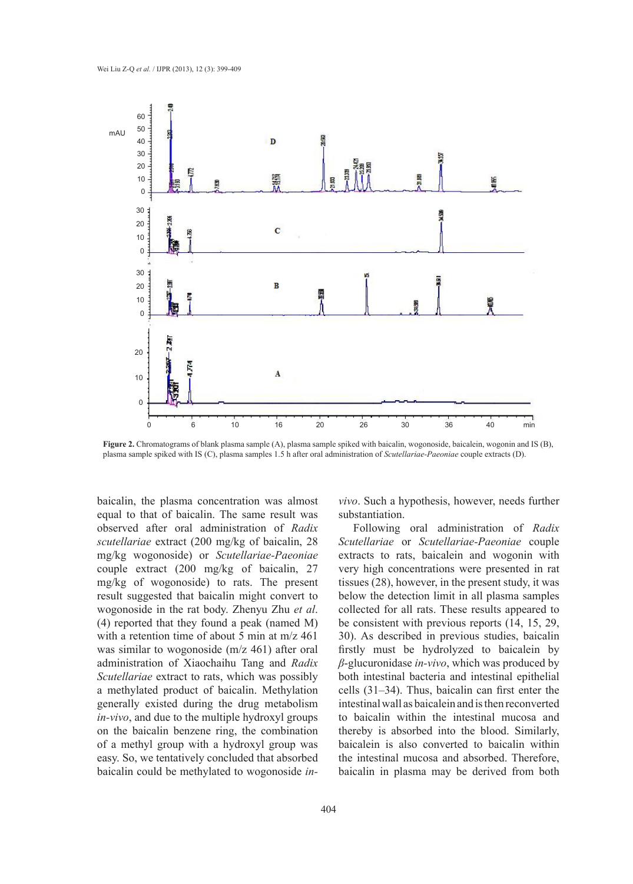**Figure 2.** Chromatograms of blank plasma sample (A), plasma sample spiked with baicalin, wogonoside, baicalein, wogonin and IS (B), plasma sample spiked with IS (C), plasma samples 1.5 h after oral administration of *Scutellariae-Paeoniae* couple extracts (D).

baicalin, the plasma concentration was almost equal to that of baicalin. The same result was observed after oral administration of *Radix scutellariae* extract (200 mg/kg of baicalin, 28 mg/kg wogonoside) or *Scutellariae-Paeoniae* couple extract (200 mg/kg of baicalin, 27 mg/kg of wogonoside) to rats. The present result suggested that baicalin might convert to wogonoside in the rat body. Zhenyu Zhu *et al*. (4) reported that they found a peak (named M) with a retention time of about 5 min at m/z 461 was similar to wogonoside (m/z 461) after oral administration of Xiaochaihu Tang and *Radix Scutellariae* extract to rats, which was possibly a methylated product of baicalin. Methylation generally existed during the drug metabolism *in-vivo*, and due to the multiple hydroxyl groups on the baicalin benzene ring, the combination of a methyl group with a hydroxyl group was easy. So, we tentatively concluded that absorbed baicalin could be methylated to wogonoside *in-vivo*. Such a hypothesis, however, needs further substantiation.

Following oral administration of *Radix Scutellariae* or *Scutellariae-Paeoniae* couple extracts to rats, baicalein and wogonin with very high concentrations were presented in rat tissues (28), however, in the present study, it was below the detection limit in all plasma samples collected for all rats. These results appeared to be consistent with previous reports (14, 15, 29, 30). As described in previous studies, baicalin firstly must be hydrolyzed to baicalein by *β*-glucuronidase *in-vivo*, which was produced by both intestinal bacteria and intestinal epithelial cells (31–34). Thus, baicalin can first enter the intestinal wall as baicalein and is then reconverted to baicalin within the intestinal mucosa and thereby is absorbed into the blood. Similarly, baicalein is also converted to baicalin within the intestinal mucosa and absorbed. Therefore, baicalin in plasma may be derived from both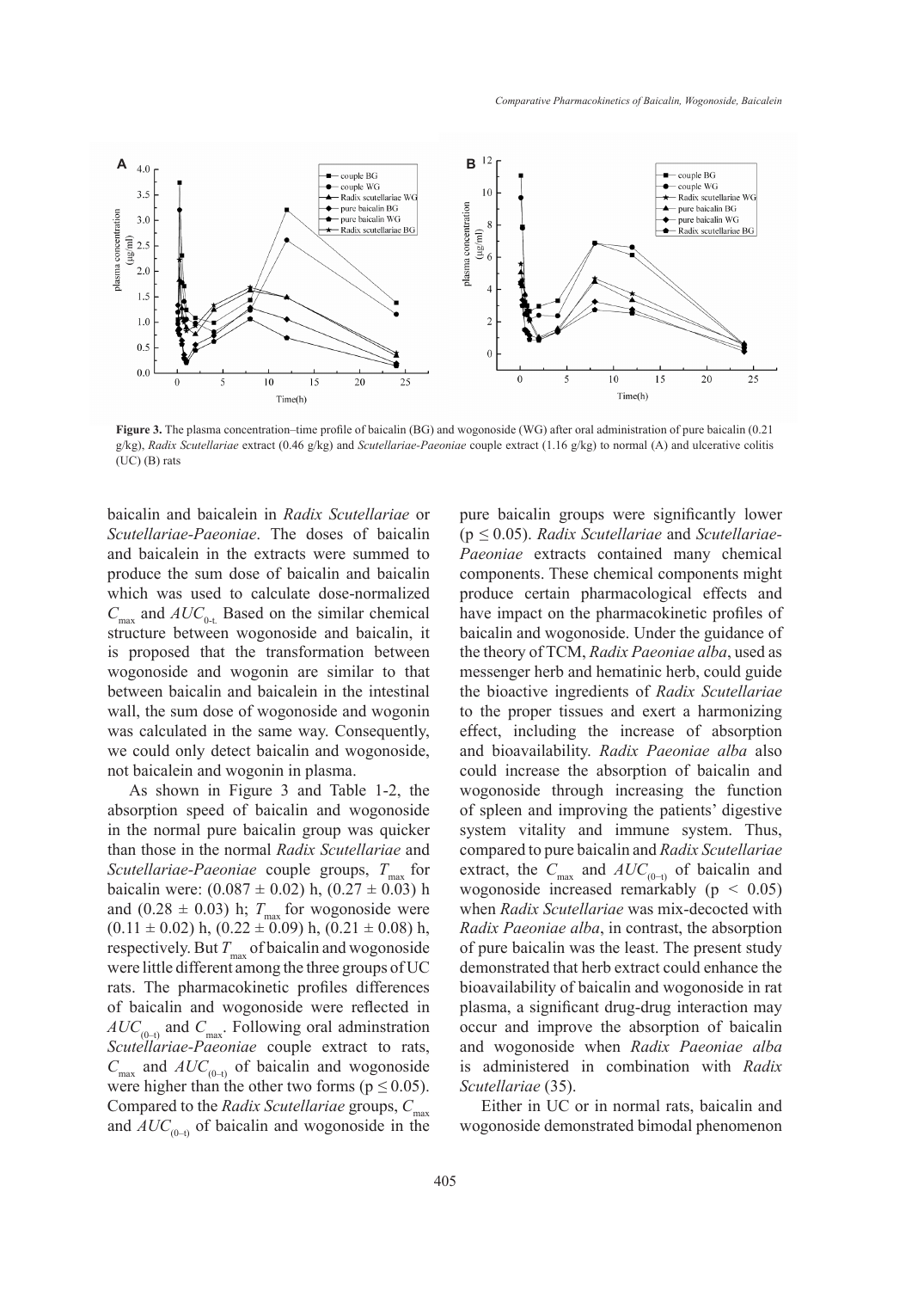**Figure 3.** The plasma concentration–time profile of baicalin (BG) and wogonoside (WG) after oral administration of pure baicalin (0.21 g/kg), *Radix Scutellariae* extract (0.46 g/kg) and *Scutellariae-Paeoniae* couple extract (1.16 g/kg) to normal (A) and ulcerative colitis (UC) (B) rats

baicalin and baicalein in *Radix Scutellariae* or *Scutellariae-Paeoniae*. The doses of baicalin and baicalein in the extracts were summed to produce the sum dose of baicalin and baicalin which was used to calculate dose-normalized $C_{max}$ and $AUC_{0-t}$. Based on the similar chemical structure between wogonoside and baicalin, it is proposed that the transformation between wogonoside and wogonin are similar to that between baicalin and baicalein in the intestinal wall, the sum dose of wogonoside and wogonin was calculated in the same way. Consequently, we could only detect baicalin and wogonoside, not baicalein and wogonin in plasma.

As shown in Figure 3 and Table 1-2, the absorption speed of baicalin and wogonoside in the normal pure baicalin group was quicker than those in the normal *Radix Scutellariae* and *Scutellariae-Paeoniae* couple groups, $T_{max}$ for baicalin were: $(0.087 \pm 0.02)$ h, $(0.27 \pm 0.03)$ h and $(0.28 \pm 0.03)$ h; $T_{max}$ for wogonoside were $(0.11 \pm 0.02)$ h, $(0.22 \pm 0.09)$ h, $(0.21 \pm 0.08)$ h, respectively. But $T_{max}$ of baicalin and wogonoside were little different among the three groups of UC rats. The pharmacokinetic profiles differences of baicalin and wogonoside were reflected in $AUC_{(0-t)}$ and $C_{max}$. Following oral adminstration *Scutellariae-Paeoniae* couple extract to rats, $C_{max}$ and $AUC_{(0-t)}$ of baicalin and wogonoside were higher than the other two forms ($p \leq 0.05$). Compared to the *Radix Scutellariae* groups, $C_{max}$ and $AUC_{(0-t)}$ of baicalin and wogonoside in the pure baicalin groups were significantly lower ($p \leq 0.05$). *Radix Scutellariae* and *Scutellariae-Paeoniae* extracts contained many chemical components. These chemical components might produce certain pharmacological effects and have impact on the pharmacokinetic profiles of baicalin and wogonoside. Under the guidance of the theory of TCM, *Radix Paeoniae alba*, used as messenger herb and hematinic herb, could guide the bioactive ingredients of *Radix Scutellariae* to the proper tissues and exert a harmonizing effect, including the increase of absorption and bioavailability. *Radix Paeoniae alba* also could increase the absorption of baicalin and wogonoside through increasing the function of spleen and improving the patients' digestive system vitality and immune system. Thus, compared to pure baicalin and *Radix Scutellariae* extract, the $C_{max}$ and $AUC_{(0-t)}$ of baicalin and wogonoside increased remarkably ($p < 0.05$) when *Radix Scutellariae* was mix-decocted with *Radix Paeoniae alba*, in contrast, the absorption of pure baicalin was the least. The present study demonstrated that herb extract could enhance the bioavailability of baicalin and wogonoside in rat plasma, a significant drug-drug interaction may occur and improve the absorption of baicalin and wogonoside when *Radix Paeoniae alba* is administered in combination with *Radix Scutellariae* (35).

Either in UC or in normal rats, baicalin and wogonoside demonstrated bimodal phenomenon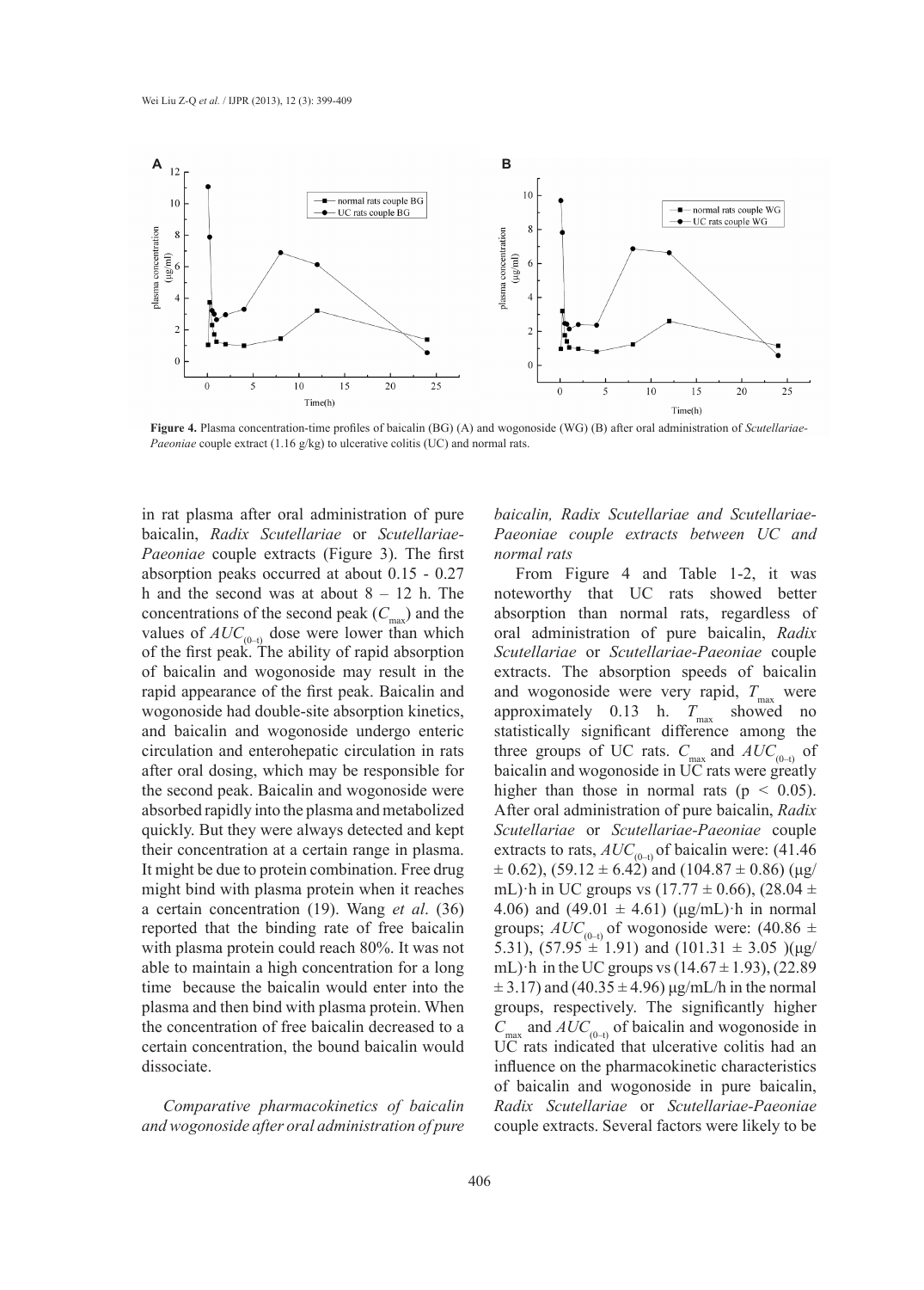**Figure 4.** Plasma concentration-time profiles of baicalin (BG) (A) and wogonoside (WG) (B) after oral administration of *Scutellariae-Paeoniae* couple extract (1.16 g/kg) to ulcerative colitis (UC) and normal rats.

in rat plasma after oral administration of pure baicalin, *Radix Scutellariae* or *Scutellariae-Paeoniae* couple extracts (Figure 3). The first absorption peaks occurred at about 0.15 - 0.27 h and the second was at about 8 – 12 h. The concentrations of the second peak ($C_{max}$) and the values of $AUC_{(0-t)}$ dose were lower than which of the first peak. The ability of rapid absorption of baicalin and wogonoside may result in the rapid appearance of the first peak. Baicalin and wogonoside had double-site absorption kinetics, and baicalin and wogonoside undergo enteric circulation and enterohepatic circulation in rats after oral dosing, which may be responsible for the second peak. Baicalin and wogonoside were absorbed rapidly into the plasma and metabolized quickly. But they were always detected and kept their concentration at a certain range in plasma. It might be due to protein combination. Free drug might bind with plasma protein when it reaches a certain concentration (19). Wang *et al*. (36) reported that the binding rate of free baicalin with plasma protein could reach 80%. It was not able to maintain a high concentration for a long time because the baicalin would enter into the plasma and then bind with plasma protein. When the concentration of free baicalin decreased to a certain concentration, the bound baicalin would dissociate.

*Comparative pharmacokinetics of baicalin and wogonoside after oral administration of pure baicalin, Radix Scutellariae and Scutellariae-Paeoniae couple extracts between UC and normal rats*

From Figure 4 and Table 1-2, it was noteworthy that UC rats showed better absorption than normal rats, regardless of oral administration of pure baicalin, *Radix Scutellariae* or *Scutellariae-Paeoniae* couple extracts. The absorption speeds of baicalin and wogonoside were very rapid, $T_{max}$ were approximately 0.13 h. $T_{max}$ showed no statistically significant difference among the three groups of UC rats. $C_{max}$ and $AUC_{(0-t)}$ of baicalin and wogonoside in UC rats were greatly higher than those in normal rats ($p < 0.05$). After oral administration of pure baicalin, *Radix Scutellariae* or *Scutellariae-Paeoniae* couple extracts to rats, $AUC_{(0-t)}$ of baicalin were: (41.46 ± 0.62), (59.12 ± 6.42) and (104.87 ± 0.86) (μg/mL)·h in UC groups vs (17.77 ± 0.66), (28.04 ± 4.06) and (49.01 ± 4.61) (μg/mL)·h in normal groups; $AUC_{(0-t)}$ of wogonoside were: (40.86 ± 5.31), (57.95 ± 1.91) and (101.31 ± 3.05 )(μg/mL)·h in the UC groups vs (14.67 ± 1.93), (22.89 ± 3.17) and (40.35 ± 4.96) μg/mL/h in the normal groups, respectively. The significantly higher $C_{max}$ and $AUC_{(0-t)}$ of baicalin and wogonoside in UC rats indicated that ulcerative colitis had an influence on the pharmacokinetic characteristics of baicalin and wogonoside in pure baicalin, *Radix Scutellariae* or *Scutellariae-Paeoniae* couple extracts. Several factors were likely to be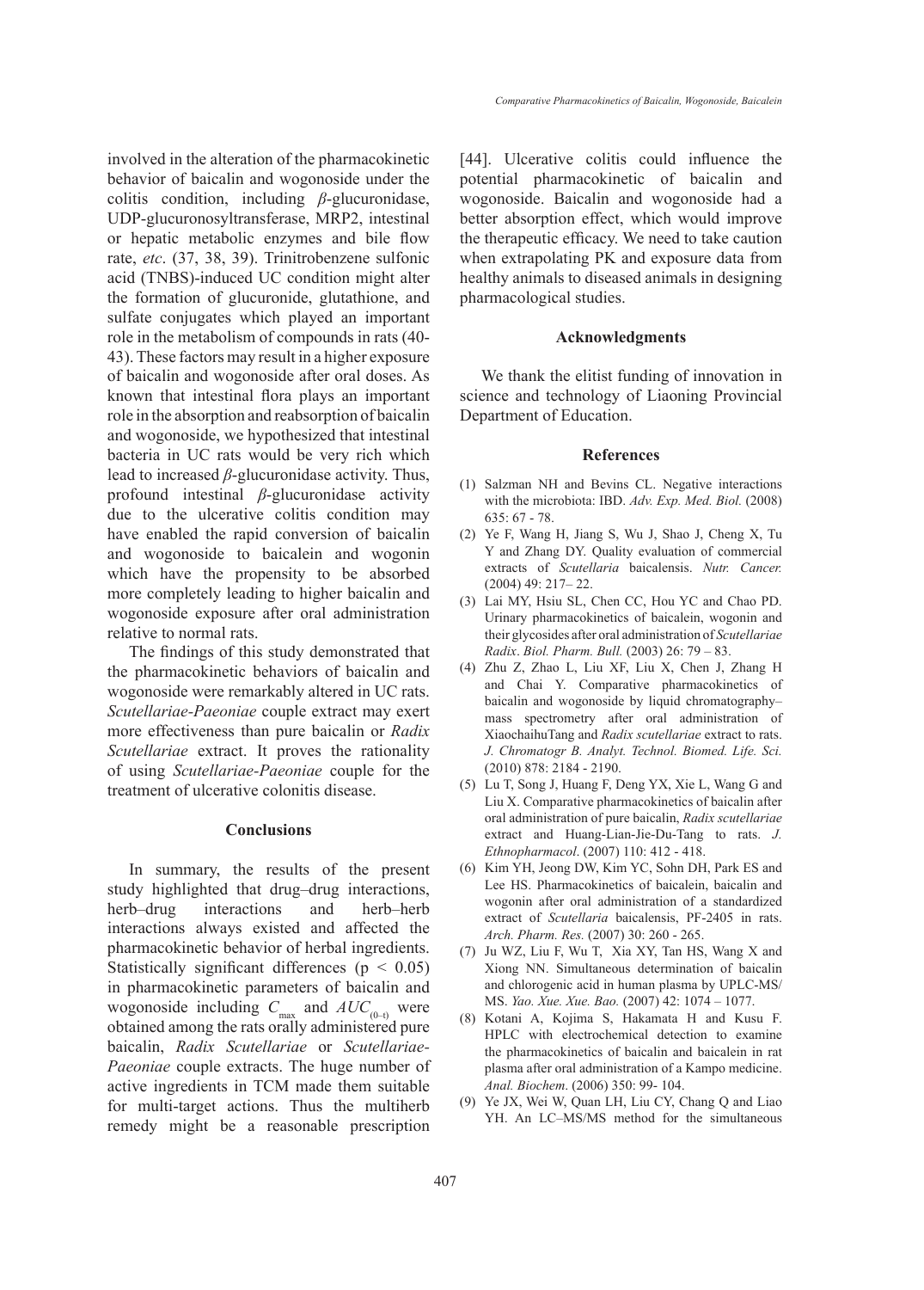involved in the alteration of the pharmacokinetic behavior of baicalin and wogonoside under the colitis condition, including *β*-glucuronidase, UDP-glucuronosyltransferase, MRP2, intestinal or hepatic metabolic enzymes and bile flow rate, *etc*. (37, 38, 39). Trinitrobenzene sulfonic acid (TNBS)-induced UC condition might alter the formation of glucuronide, glutathione, and sulfate conjugates which played an important role in the metabolism of compounds in rats (40-43). These factors may result in a higher exposure of baicalin and wogonoside after oral doses. As known that intestinal flora plays an important role in the absorption and reabsorption of baicalin and wogonoside, we hypothesized that intestinal bacteria in UC rats would be very rich which lead to increased *β*-glucuronidase activity. Thus, profound intestinal *β*-glucuronidase activity due to the ulcerative colitis condition may have enabled the rapid conversion of baicalin and wogonoside to baicalein and wogonin which have the propensity to be absorbed more completely leading to higher baicalin and wogonoside exposure after oral administration relative to normal rats.

The findings of this study demonstrated that the pharmacokinetic behaviors of baicalin and wogonoside were remarkably altered in UC rats. *Scutellariae-Paeoniae* couple extract may exert more effectiveness than pure baicalin or *Radix Scutellariae* extract. It proves the rationality of using *Scutellariae-Paeoniae* couple for the treatment of ulcerative colonitis disease.

## Conclusions

In summary, the results of the present study highlighted that drug–drug interactions, herb–drug interactions and herb–herb interactions always existed and affected the pharmacokinetic behavior of herbal ingredients. Statistically significant differences ($p < 0.05$) in pharmacokinetic parameters of baicalin and wogonoside including $C_{max}$ and $AUC_{(0–t)}$ were obtained among the rats orally administered pure baicalin, *Radix Scutellariae* or *Scutellariae-Paeoniae* couple extracts. The huge number of active ingredients in TCM made them suitable for multi-target actions. Thus the multiherb remedy might be a reasonable prescription [44]. Ulcerative colitis could influence the potential pharmacokinetic of baicalin and wogonoside. Baicalin and wogonoside had a better absorption effect, which would improve the therapeutic efficacy. We need to take caution when extrapolating PK and exposure data from healthy animals to diseased animals in designing pharmacological studies.

## Acknowledgments

We thank the elitist funding of innovation in science and technology of Liaoning Provincial Department of Education.

## References

(1) Salzman NH and Bevins CL. Negative interactions with the microbiota: IBD. *Adv. Exp. Med. Biol.* (2008) 635: 67 - 78.

(2) Ye F, Wang H, Jiang S, Wu J, Shao J, Cheng X, Tu Y and Zhang DY. Quality evaluation of commercial extracts of *Scutellaria* baicalensis. *Nutr. Cancer.* (2004) 49: 217– 22.

(3) Lai MY, Hsiu SL, Chen CC, Hou YC and Chao PD. Urinary pharmacokinetics of baicalein, wogonin and their glycosides after oral administration of *Scutellariae Radix*. *Biol. Pharm. Bull.* (2003) 26: 79 – 83.

(4) Zhu Z, Zhao L, Liu XF, Liu X, Chen J, Zhang H and Chai Y. Comparative pharmacokinetics of baicalin and wogonoside by liquid chromatography–mass spectrometry after oral administration of XiaochaihuTang and *Radix scutellariae* extract to rats. *J. Chromatogr B. Analyt. Technol. Biomed. Life. Sci.* (2010) 878: 2184 - 2190.

(5) Lu T, Song J, Huang F, Deng YX, Xie L, Wang G and Liu X. Comparative pharmacokinetics of baicalin after oral administration of pure baicalin, *Radix scutellariae* extract and Huang-Lian-Jie-Du-Tang to rats. *J. Ethnopharmacol*. (2007) 110: 412 - 418.

(6) Kim YH, Jeong DW, Kim YC, Sohn DH, Park ES and Lee HS. Pharmacokinetics of baicalein, baicalin and wogonin after oral administration of a standardized extract of *Scutellaria* baicalensis, PF-2405 in rats. *Arch. Pharm. Res.* (2007) 30: 260 - 265.

(7) Ju WZ, Liu F, Wu T, Xia XY, Tan HS, Wang X and Xiong NN. Simultaneous determination of baicalin and chlorogenic acid in human plasma by UPLC-MS/MS. *Yao. Xue. Xue. Bao.* (2007) 42: 1074 – 1077.

(8) Kotani A, Kojima S, Hakamata H and Kusu F. HPLC with electrochemical detection to examine the pharmacokinetics of baicalin and baicalein in rat plasma after oral administration of a Kampo medicine. *Anal. Biochem*. (2006) 350: 99- 104.

(9) Ye JX, Wei W, Quan LH, Liu CY, Chang Q and Liao YH. An LC–MS/MS method for the simultaneous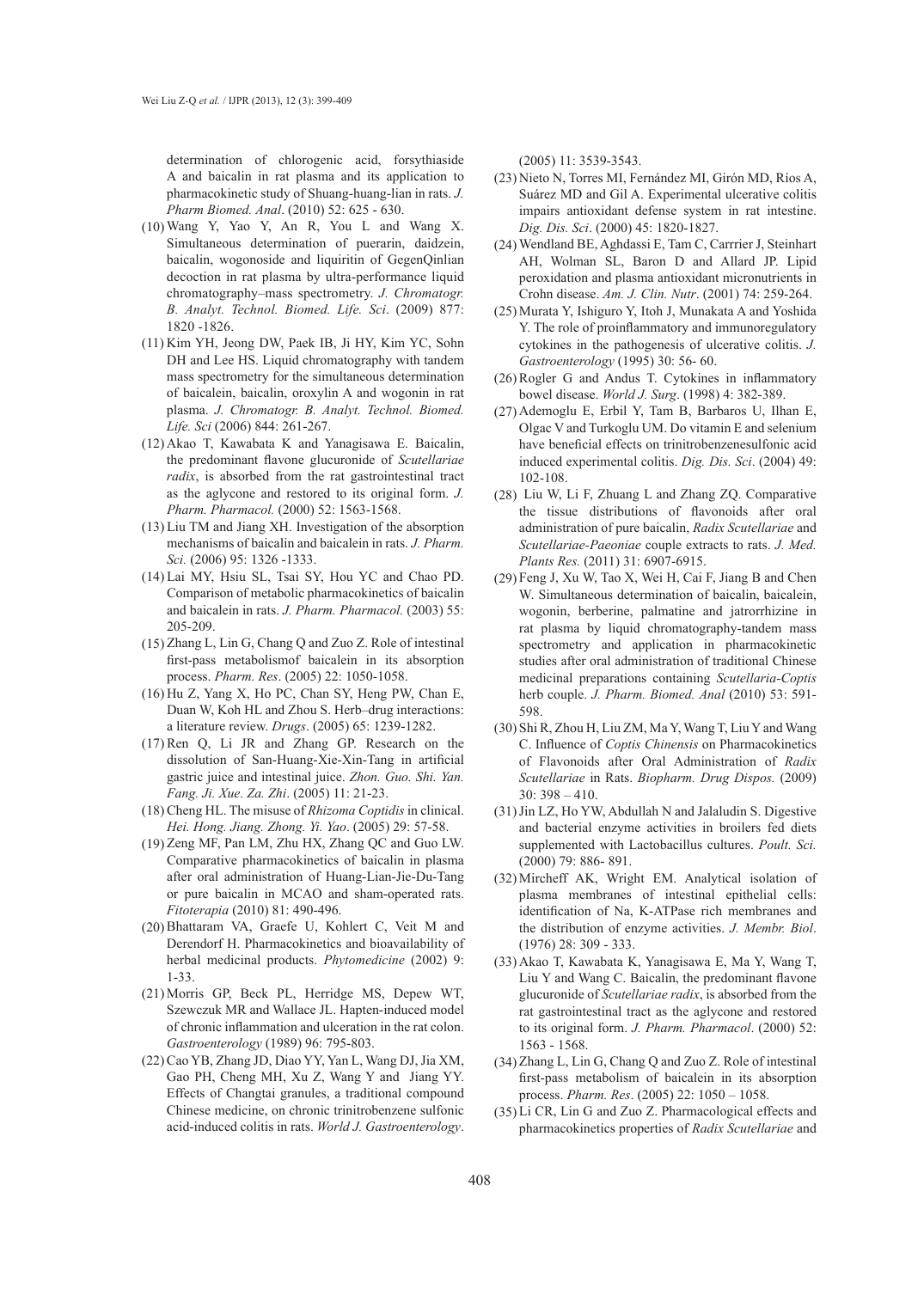determination of chlorogenic acid, forsythiaside A and baicalin in rat plasma and its application to pharmacokinetic study of Shuang-huang-lian in rats. *J. Pharm Biomed. Anal*. (2010) 52: 625 - 630.

(10) Wang Y, Yao Y, An R, You L and Wang X. Simultaneous determination of puerarin, daidzein, baicalin, wogonoside and liquiritin of GegenQinlian decoction in rat plasma by ultra-performance liquid chromatography–mass spectrometry. *J. Chromatogr. B. Analyt. Technol. Biomed. Life. Sci*. (2009) 877: 1820 -1826.

(11) Kim YH, Jeong DW, Paek IB, Ji HY, Kim YC, Sohn DH and Lee HS. Liquid chromatography with tandem mass spectrometry for the simultaneous determination of baicalein, baicalin, oroxylin A and wogonin in rat plasma. *J. Chromatogr. B. Analyt. Technol. Biomed. Life. Sci* (2006) 844: 261-267.

(12) Akao T, Kawabata K and Yanagisawa E. Baicalin, the predominant flavone glucuronide of *Scutellariae radix*, is absorbed from the rat gastrointestinal tract as the aglycone and restored to its original form. *J. Pharm. Pharmacol.* (2000) 52: 1563-1568.

(13) Liu TM and Jiang XH. Investigation of the absorption mechanisms of baicalin and baicalein in rats. *J. Pharm. Sci.* (2006) 95: 1326 -1333.

(14) Lai MY, Hsiu SL, Tsai SY, Hou YC and Chao PD. Comparison of metabolic pharmacokinetics of baicalin and baicalein in rats. *J. Pharm. Pharmacol.* (2003) 55: 205-209.

(15) Zhang L, Lin G, Chang Q and Zuo Z. Role of intestinal first-pass metabolismof baicalein in its absorption process. *Pharm. Res*. (2005) 22: 1050-1058.

(16) Hu Z, Yang X, Ho PC, Chan SY, Heng PW, Chan E, Duan W, Koh HL and Zhou S. Herb–drug interactions: a literature review. *Drugs*. (2005) 65: 1239-1282.

(17) Ren Q, Li JR and Zhang GP. Research on the dissolution of San-Huang-Xie-Xin-Tang in artificial gastric juice and intestinal juice. *Zhon. Guo. Shi. Yan. Fang. Ji. Xue. Za. Zhi*. (2005) 11: 21-23.

(18) Cheng HL. The misuse of *Rhizoma Coptidis* in clinical. *Hei. Hong. Jiang. Zhong. Yi. Yao*. (2005) 29: 57-58.

(19) Zeng MF, Pan LM, Zhu HX, Zhang QC and Guo LW. Comparative pharmacokinetics of baicalin in plasma after oral administration of Huang-Lian-Jie-Du-Tang or pure baicalin in MCAO and sham-operated rats. *Fitoterapia* (2010) 81: 490-496.

(20) Bhattaram VA, Graefe U, Kohlert C, Veit M and Derendorf H. Pharmacokinetics and bioavailability of herbal medicinal products. *Phytomedicine* (2002) 9: 1-33.

(21) Morris GP, Beck PL, Herridge MS, Depew WT, Szewczuk MR and Wallace JL. Hapten-induced model of chronic inflammation and ulceration in the rat colon. *Gastroenterology* (1989) 96: 795-803.

(22) Cao YB, Zhang JD, Diao YY, Yan L, Wang DJ, Jia XM, Gao PH, Cheng MH, Xu Z, Wang Y and Jiang YY. Effects of Changtai granules, a traditional compound Chinese medicine, on chronic trinitrobenzene sulfonic acid-induced colitis in rats. *World J. Gastroenterology*. (2005) 11: 3539-3543.

(23) Nieto N, Torres MI, Fernández MI, Girón MD, Ríos A, Suárez MD and Gil A. Experimental ulcerative colitis impairs antioxidant defense system in rat intestine. *Dig. Dis. Sci*. (2000) 45: 1820-1827.

(24) Wendland BE, Aghdassi E, Tam C, Carrrier J, Steinhart AH, Wolman SL, Baron D and Allard JP. Lipid peroxidation and plasma antioxidant micronutrients in Crohn disease. *Am. J. Clin. Nutr*. (2001) 74: 259-264.

(25) Murata Y, Ishiguro Y, Itoh J, Munakata A and Yoshida Y. The role of proinflammatory and immunoregulatory cytokines in the pathogenesis of ulcerative colitis. *J. Gastroenterology* (1995) 30: 56- 60.

(26) Rogler G and Andus T. Cytokines in inflammatory bowel disease. *World J. Surg*. (1998) 4: 382-389.

(27) Ademoglu E, Erbil Y, Tam B, Barbaros U, Ilhan E, Olgac V and Turkoglu UM. Do vitamin E and selenium have beneficial effects on trinitrobenzenesulfonic acid induced experimental colitis. *Dig. Dis. Sci*. (2004) 49: 102-108.

(28) Liu W, Li F, Zhuang L and Zhang ZQ. Comparative the tissue distributions of flavonoids after oral administration of pure baicalin, *Radix Scutellariae* and *Scutellariae-Paeoniae* couple extracts to rats. *J. Med. Plants Res.* (2011) 31: 6907-6915.

(29) Feng J, Xu W, Tao X, Wei H, Cai F, Jiang B and Chen W. Simultaneous determination of baicalin, baicalein, wogonin, berberine, palmatine and jatrorrhizine in rat plasma by liquid chromatography-tandem mass spectrometry and application in pharmacokinetic studies after oral administration of traditional Chinese medicinal preparations containing *Scutellaria-Coptis* herb couple. *J. Pharm. Biomed. Anal* (2010) 53: 591-598.

(30) Shi R, Zhou H, Liu ZM, Ma Y, Wang T, Liu Y and Wang C. Influence of *Coptis Chinensis* on Pharmacokinetics of Flavonoids after Oral Administration of *Radix Scutellariae* in Rats. *Biopharm. Drug Dispos.* (2009) 30: 398 – 410.

(31) Jin LZ, Ho YW, Abdullah N and Jalaludin S. Digestive and bacterial enzyme activities in broilers fed diets supplemented with Lactobacillus cultures. *Poult. Sci.* (2000) 79: 886- 891.

(32) Mircheff AK, Wright EM. Analytical isolation of plasma membranes of intestinal epithelial cells: identification of Na, K-ATPase rich membranes and the distribution of enzyme activities. *J. Membr. Biol*. (1976) 28: 309 - 333.

(33) Akao T, Kawabata K, Yanagisawa E, Ma Y, Wang T, Liu Y and Wang C. Baicalin, the predominant flavone glucuronide of *Scutellariae radix*, is absorbed from the rat gastrointestinal tract as the aglycone and restored to its original form. *J. Pharm. Pharmacol*. (2000) 52: 1563 - 1568.

(34) Zhang L, Lin G, Chang Q and Zuo Z. Role of intestinal first-pass metabolism of baicalein in its absorption process. *Pharm. Res*. (2005) 22: 1050 – 1058.

(35) Li CR, Lin G and Zuo Z. Pharmacological effects and pharmacokinetics properties of *Radix Scutellariae* and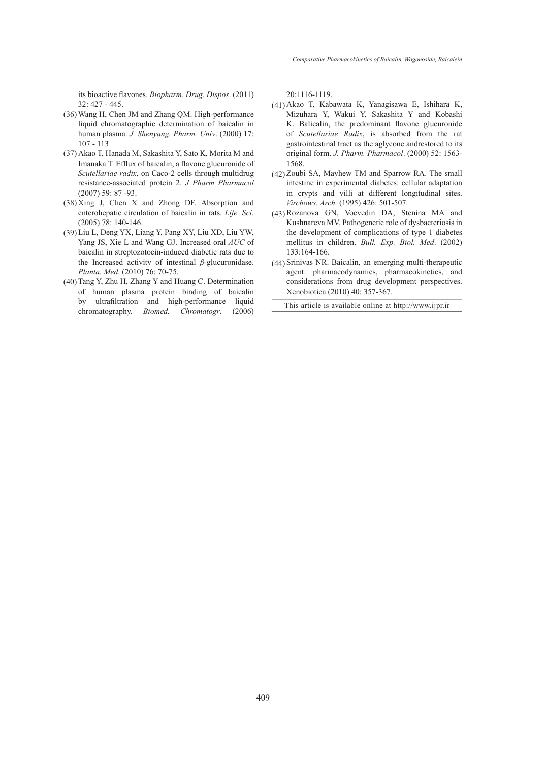its bioactive flavones. *Biopharm. Drug. Dispos*. (2011) 32: 427 - 445.

(36) Wang H, Chen JM and Zhang QM. High-performance liquid chromatographic determination of baicalin in human plasma. *J. Shenyang. Pharm. Univ*. (2000) 17: 107 - 113

(37) Akao T, Hanada M, Sakashita Y, Sato K, Morita M and Imanaka T. Efflux of baicalin, a flavone glucuronide of *Scutellariae radix*, on Caco-2 cells through multidrug resistance-associated protein 2. *J Pharm Pharmacol* (2007) 59: 87 -93.

(38) Xing J, Chen X and Zhong DF. Absorption and enterohepatic circulation of baicalin in rats. *Life. Sci.* (2005) 78: 140-146.

(39) Liu L, Deng YX, Liang Y, Pang XY, Liu XD, Liu YW, Yang JS, Xie L and Wang GJ. Increased oral *AUC* of baicalin in streptozotocin-induced diabetic rats due to the Increased activity of intestinal *β*-glucuronidase. *Planta. Med*. (2010) 76: 70-75.

(40) Tang Y, Zhu H, Zhang Y and Huang C. Determination of human plasma protein binding of baicalin by ultrafiltration and high-performance liquid chromatography. *Biomed. Chromatogr*. (2006) 20:1116-1119.

(41) Akao T, Kabawata K, Yanagisawa E, Ishihara K, Mizuhara Y, Wakui Y, Sakashita Y and Kobashi K. Balicalin, the predominant flavone glucuronide of *Scutellariae Radix*, is absorbed from the rat gastrointestinal tract as the aglycone andrestored to its original form. *J. Pharm. Pharmacol*. (2000) 52: 1563-1568.

(42) Zoubi SA, Mayhew TM and Sparrow RA. The small intestine in experimental diabetes: cellular adaptation in crypts and villi at different longitudinal sites. *Virchows. Arch.* (1995) 426: 501-507.

(43) Rozanova GN, Voevedin DA, Stenina MA and Kushnareva MV. Pathogenetic role of dysbacteriosis in the development of complications of type 1 diabetes mellitus in children. *Bull. Exp. Biol. Med*. (2002) 133:164-166.

(44) Srinivas NR. Baicalin, an emerging multi-therapeutic agent: pharmacodynamics, pharmacokinetics, and considerations from drug development perspectives. Xenobiotica (2010) 40: 357-367.

This article is available online at http://www.ijpr.ir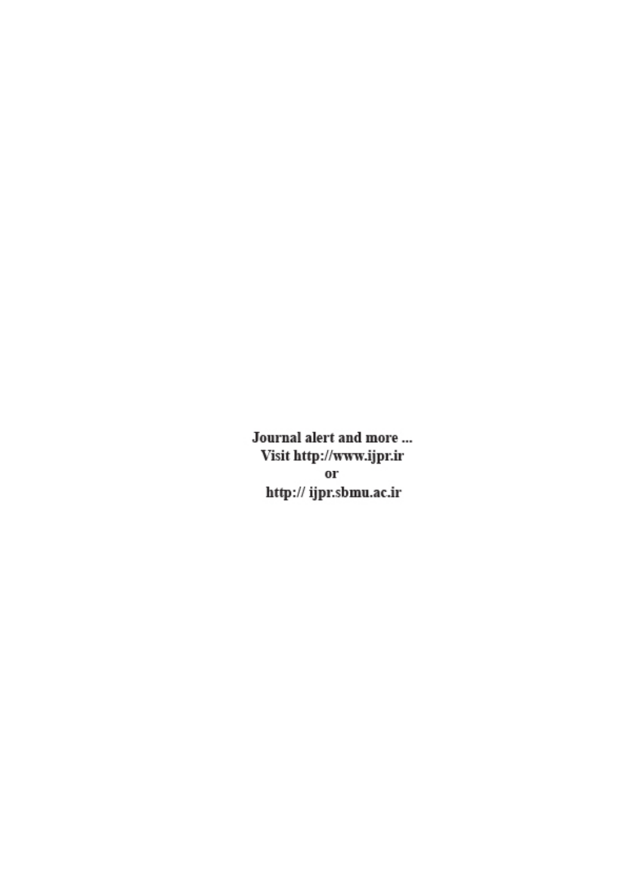**Journal alert and more ...**
**Visit http://www.ijpr.ir**
**or**
**http:// ijpr.sbmu.ac.ir**